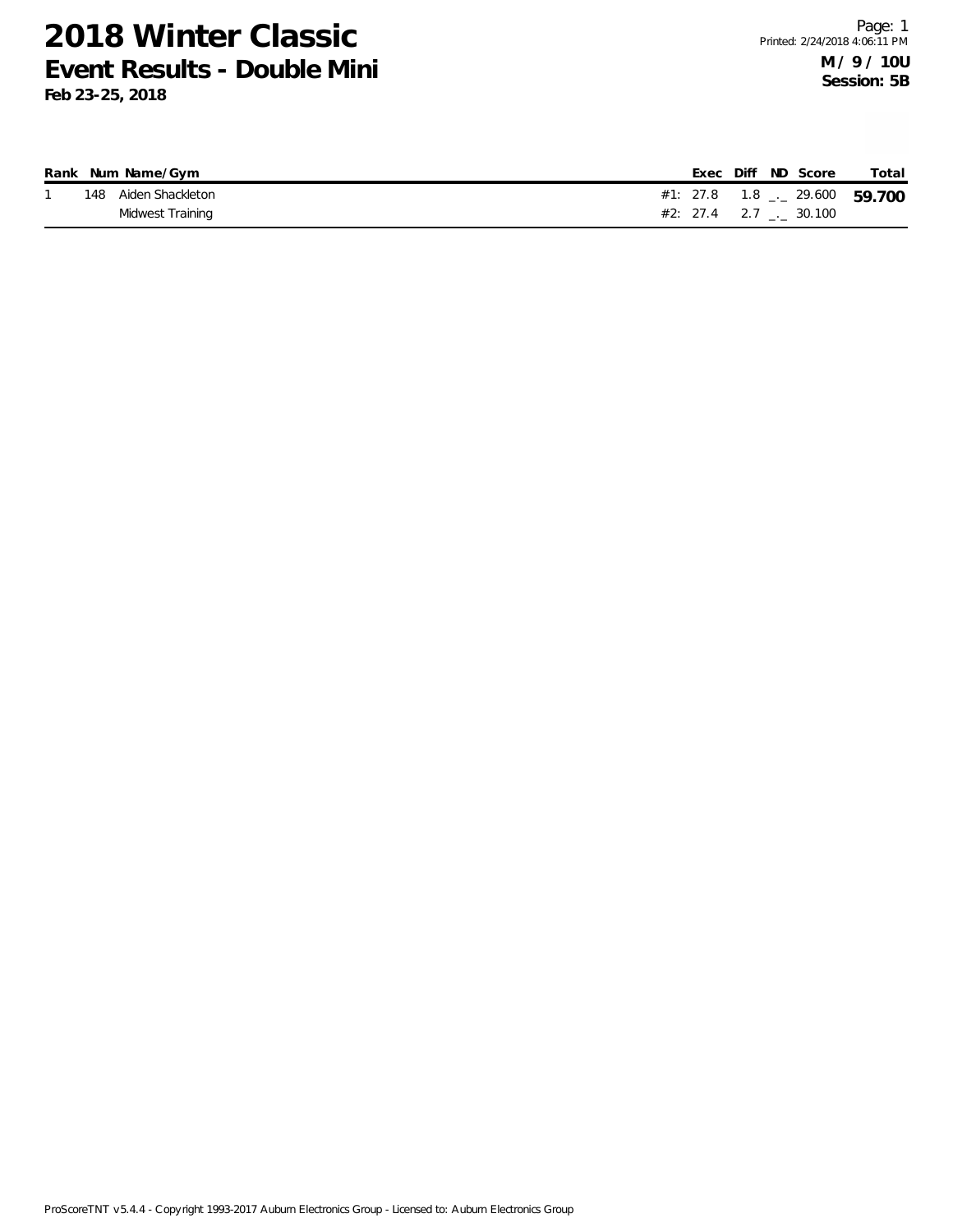# 2018 Winter Classic

## Event Results - Double Mini

**Feb 23-25, 2018**

Page: 1
Printed: 2/24/2018 4:06:11 PM

**M / 9 / 10U**
**Session: 5B**

| Rank | Num | Name/Gym | | Exec | Diff | ND | Score | Total |
|---|---|---|---|---|---|---|---|---|
| 1 | 148 | Aiden Shackleton | #1: | 27.8 | 1.8 | _._ | 29.600 | **59.700** |
| | | Midwest Training | #2: | 27.4 | 2.7 | _._ | 30.100 | |

ProScoreTNT v5.4.4 - Copyright 1993-2017 Auburn Electronics Group - Licensed to: Auburn Electronics Group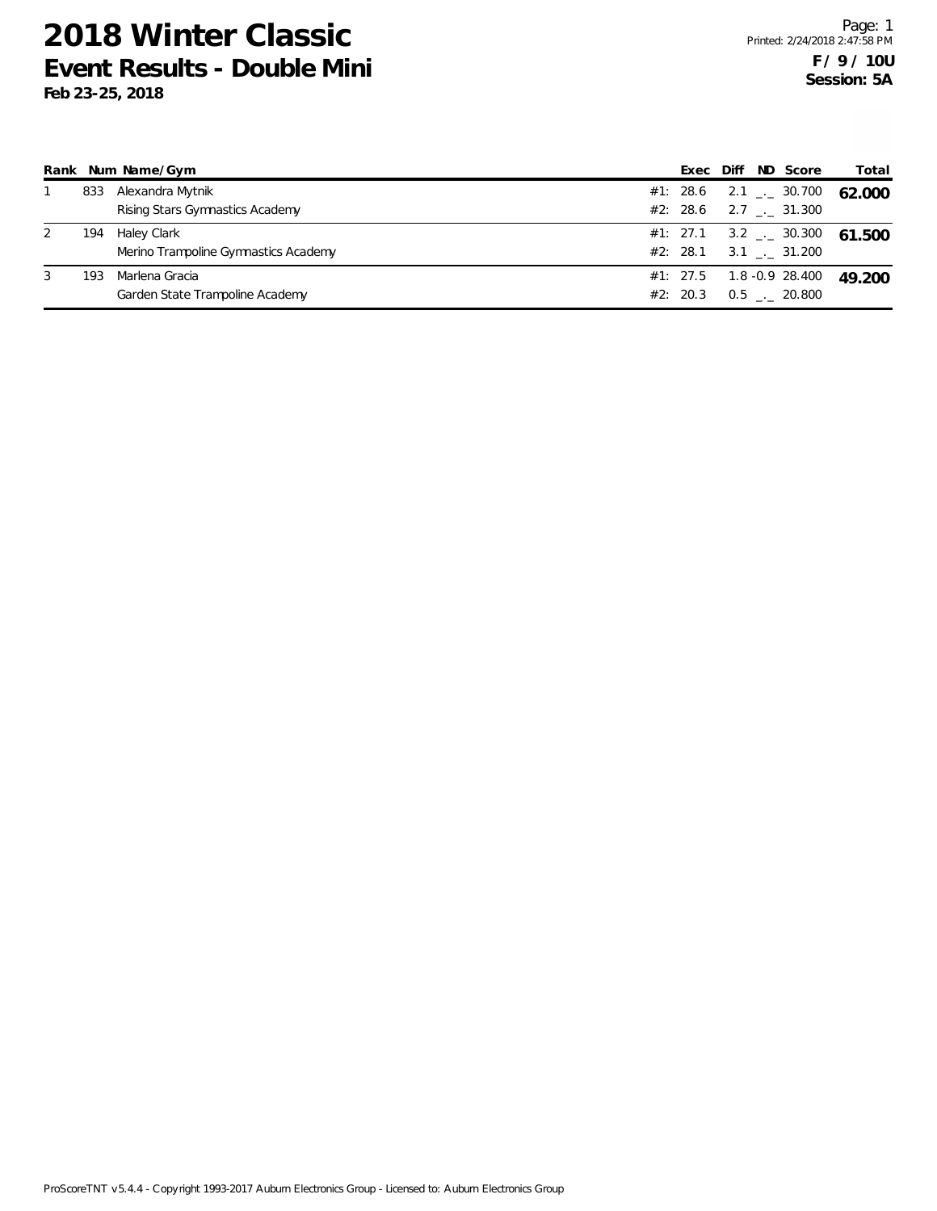# 2018 Winter Classic
## Event Results - Double Mini
**Feb 23-25, 2018**

**F / 9 / 10U**
**Session: 5A**

| Rank | Num | Name/Gym | | Exec | Diff | ND | Score | Total |
|---|---|---|---|---|---|---|---|---|
| 1 | 833 | Alexandra Mytnik | #1: | 28.6 | 2.1 | _._ | 30.700 | **62.000** |
| | | Rising Stars Gymnastics Academy | #2: | 28.6 | 2.7 | _._ | 31.300 | |
| 2 | 194 | Haley Clark | #1: | 27.1 | 3.2 | _._ | 30.300 | **61.500** |
| | | Merino Trampoline Gymnastics Academy | #2: | 28.1 | 3.1 | _._ | 31.200 | |
| 3 | 193 | Marlena Gracia | #1: | 27.5 | 1.8 | -0.9 | 28.400 | **49.200** |
| | | Garden State Trampoline Academy | #2: | 20.3 | 0.5 | _._ | 20.800 | |

ProScoreTNT v5.4.4 - Copyright 1993-2017 Auburn Electronics Group - Licensed to: Auburn Electronics Group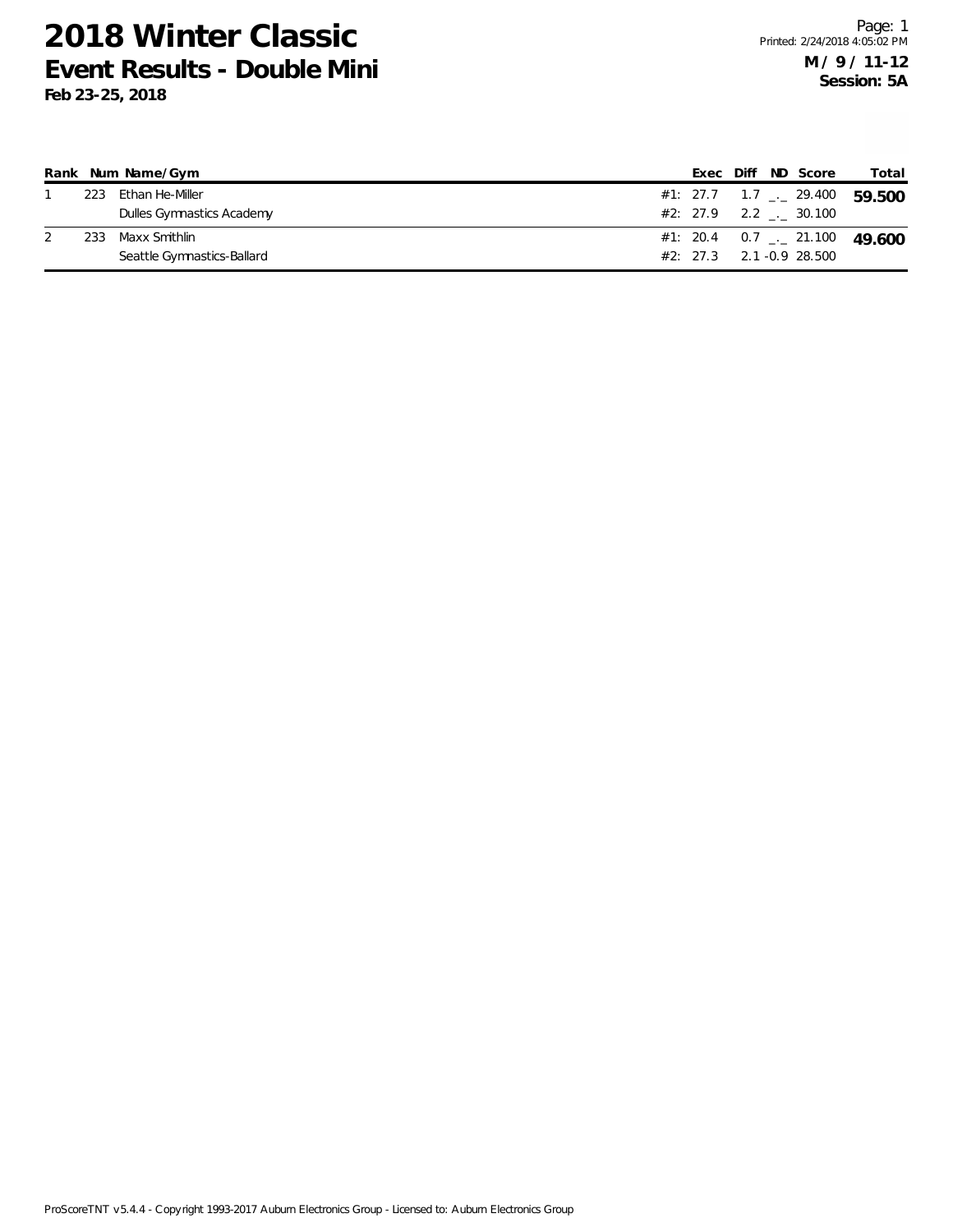# 2018 Winter Classic

## Event Results - Double Mini

**Feb 23-25, 2018**

**M / 9 / 11-12**
**Session: 5A**

| Rank | Num | Name/Gym | | Exec | Diff | ND | Score | Total |
|---|---|---|---|---|---|---|---|---|
| 1 | 223 | Ethan He-Miller | #1: | 27.7 | 1.7 | _._ | 29.400 | **59.500** |
| | | Dulles Gymnastics Academy | #2: | 27.9 | 2.2 | _._ | 30.100 | |
| 2 | 233 | Maxx Smithlin | #1: | 20.4 | 0.7 | _._ | 21.100 | **49.600** |
| | | Seattle Gymnastics-Ballard | #2: | 27.3 | 2.1 | -0.9 | 28.500 | |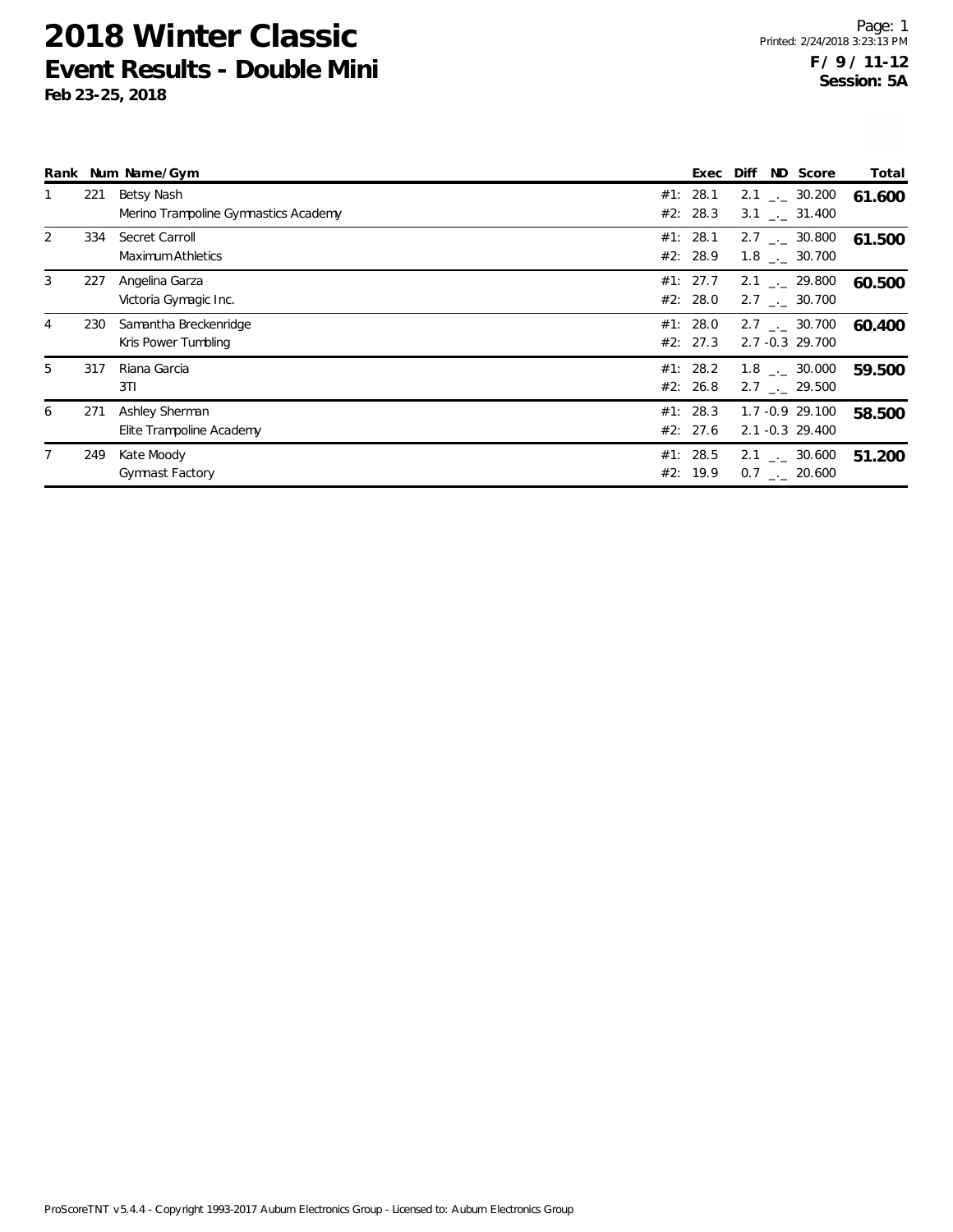# 2018 Winter Classic

## Event Results - Double Mini

**Feb 23-25, 2018**

**F / 9 / 11-12**
**Session: 5A**

| Rank | Num | Name/Gym | | Exec | Diff | ND | Score | Total |
|---|---|---|---|---|---|---|---|---|
| 1 | 221 | Betsy Nash | #1: | 28.1 | 2.1 | _._ | 30.200 | **61.600** |
| | | Merino Trampoline Gymnastics Academy | #2: | 28.3 | 3.1 | _._ | 31.400 | |
| 2 | 334 | Secret Carroll | #1: | 28.1 | 2.7 | _._ | 30.800 | **61.500** |
| | | Maximum Athletics | #2: | 28.9 | 1.8 | _._ | 30.700 | |
| 3 | 227 | Angelina Garza | #1: | 27.7 | 2.1 | _._ | 29.800 | **60.500** |
| | | Victoria Gymagic Inc. | #2: | 28.0 | 2.7 | _._ | 30.700 | |
| 4 | 230 | Samantha Breckenridge | #1: | 28.0 | 2.7 | _._ | 30.700 | **60.400** |
| | | Kris Power Tumbling | #2: | 27.3 | 2.7 | -0.3 | 29.700 | |
| 5 | 317 | Riana Garcia | #1: | 28.2 | 1.8 | _._ | 30.000 | **59.500** |
| | | 3TI | #2: | 26.8 | 2.7 | _._ | 29.500 | |
| 6 | 271 | Ashley Sherman | #1: | 28.3 | 1.7 | -0.9 | 29.100 | **58.500** |
| | | Elite Trampoline Academy | #2: | 27.6 | 2.1 | -0.3 | 29.400 | |
| 7 | 249 | Kate Moody | #1: | 28.5 | 2.1 | _._ | 30.600 | **51.200** |
| | | Gymnast Factory | #2: | 19.9 | 0.7 | _._ | 20.600 | |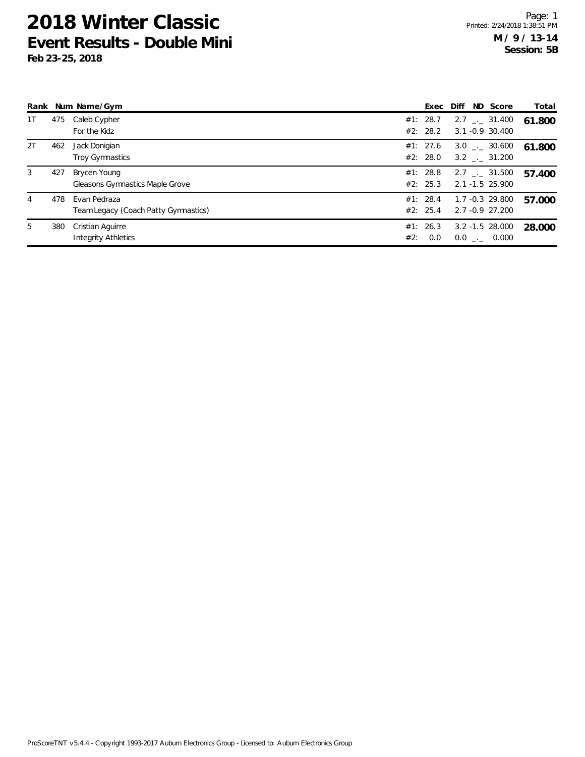# 2018 Winter Classic
## Event Results - Double Mini
**Feb 23-25, 2018**

**M / 9 / 13-14**
**Session: 5B**

| Rank | Num | Name/Gym | | Exec | Diff | ND | Score | Total |
|---|---|---|---|---|---|---|---|---|
| 1T | 475 | Caleb Cypher | #1: | 28.7 | 2.7 | _._ | 31.400 | **61.800** |
| | | For the Kidz | #2: | 28.2 | 3.1 | -0.9 | 30.400 | |
| 2T | 462 | Jack Donigian | #1: | 27.6 | 3.0 | _._ | 30.600 | **61.800** |
| | | Troy Gymnastics | #2: | 28.0 | 3.2 | _._ | 31.200 | |
| 3 | 427 | Brycen Young | #1: | 28.8 | 2.7 | _._ | 31.500 | **57.400** |
| | | Gleasons Gymnastics Maple Grove | #2: | 25.3 | 2.1 | -1.5 | 25.900 | |
| 4 | 478 | Evan Pedraza | #1: | 28.4 | 1.7 | -0.3 | 29.800 | **57.000** |
| | | Team Legacy (Coach Patty Gymnastics) | #2: | 25.4 | 2.7 | -0.9 | 27.200 | |
| 5 | 380 | Cristian Aguirre | #1: | 26.3 | 3.2 | -1.5 | 28.000 | **28.000** |
| | | Integrity Athletics | #2: | 0.0 | 0.0 | _._ | 0.000 | |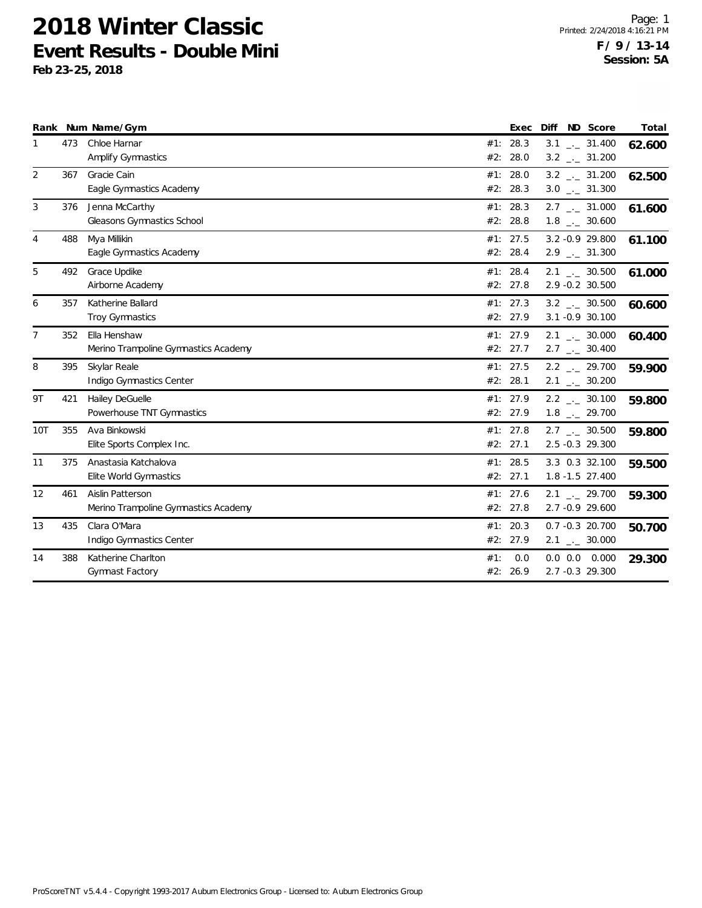# 2018 Winter Classic
## Event Results - Double Mini
**Feb 23-25, 2018**

Page: 1
Printed: 2/24/2018 4:16:21 PM
**F / 9 / 13-14**
**Session: 5A**

| Rank | Num | Name/Gym | | Exec | Diff | ND | Score | Total |
|---|---|---|---|---|---|---|---|---|
| 1 | 473 | Chloe Harnar | #1: | 28.3 | 3.1 | _._ | 31.400 | **62.600** |
| | | Amplify Gymnastics | #2: | 28.0 | 3.2 | _._ | 31.200 | |
| 2 | 367 | Gracie Cain | #1: | 28.0 | 3.2 | _._ | 31.200 | **62.500** |
| | | Eagle Gymnastics Academy | #2: | 28.3 | 3.0 | _._ | 31.300 | |
| 3 | 376 | Jenna McCarthy | #1: | 28.3 | 2.7 | _._ | 31.000 | **61.600** |
| | | Gleasons Gymnastics School | #2: | 28.8 | 1.8 | _._ | 30.600 | |
| 4 | 488 | Mya Millikin | #1: | 27.5 | 3.2 | -0.9 | 29.800 | **61.100** |
| | | Eagle Gymnastics Academy | #2: | 28.4 | 2.9 | _._ | 31.300 | |
| 5 | 492 | Grace Updike | #1: | 28.4 | 2.1 | _._ | 30.500 | **61.000** |
| | | Airborne Academy | #2: | 27.8 | 2.9 | -0.2 | 30.500 | |
| 6 | 357 | Katherine Ballard | #1: | 27.3 | 3.2 | _._ | 30.500 | **60.600** |
| | | Troy Gymnastics | #2: | 27.9 | 3.1 | -0.9 | 30.100 | |
| 7 | 352 | Ella Henshaw | #1: | 27.9 | 2.1 | _._ | 30.000 | **60.400** |
| | | Merino Trampoline Gymnastics Academy | #2: | 27.7 | 2.7 | _._ | 30.400 | |
| 8 | 395 | Skylar Reale | #1: | 27.5 | 2.2 | _._ | 29.700 | **59.900** |
| | | Indigo Gymnastics Center | #2: | 28.1 | 2.1 | _._ | 30.200 | |
| 9T | 421 | Hailey DeGuelle | #1: | 27.9 | 2.2 | _._ | 30.100 | **59.800** |
| | | Powerhouse TNT Gymnastics | #2: | 27.9 | 1.8 | _._ | 29.700 | |
| 10T | 355 | Ava Binkowski | #1: | 27.8 | 2.7 | _._ | 30.500 | **59.800** |
| | | Elite Sports Complex Inc. | #2: | 27.1 | 2.5 | -0.3 | 29.300 | |
| 11 | 375 | Anastasia Katchalova | #1: | 28.5 | 3.3 | 0.3 | 32.100 | **59.500** |
| | | Elite World Gymnastics | #2: | 27.1 | 1.8 | -1.5 | 27.400 | |
| 12 | 461 | Aislin Patterson | #1: | 27.6 | 2.1 | _._ | 29.700 | **59.300** |
| | | Merino Trampoline Gymnastics Academy | #2: | 27.8 | 2.7 | -0.9 | 29.600 | |
| 13 | 435 | Clara O'Mara | #1: | 20.3 | 0.7 | -0.3 | 20.700 | **50.700** |
| | | Indigo Gymnastics Center | #2: | 27.9 | 2.1 | _._ | 30.000 | |
| 14 | 388 | Katherine Charlton | #1: | 0.0 | 0.0 | 0.0 | 0.000 | **29.300** |
| | | Gymnast Factory | #2: | 26.9 | 2.7 | -0.3 | 29.300 | |

ProScoreTNT v5.4.4 - Copyright 1993-2017 Auburn Electronics Group - Licensed to: Auburn Electronics Group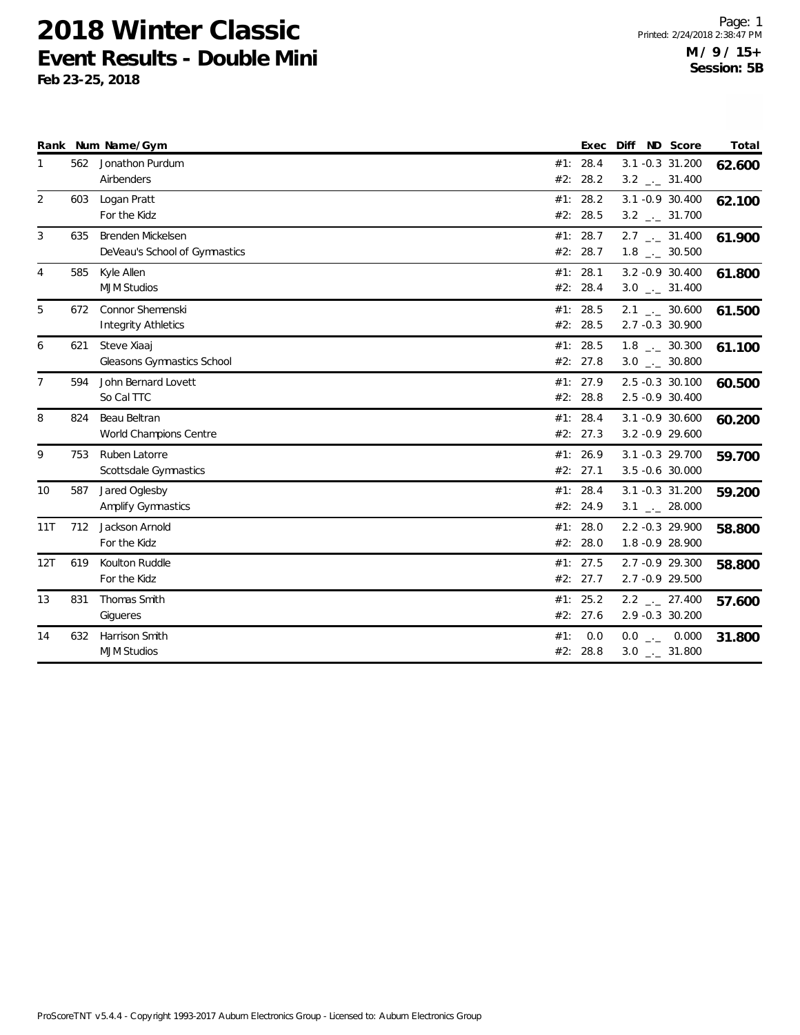# 2018 Winter Classic

## Event Results - Double Mini

**Feb 23-25, 2018**

**M / 9 / 15+**
**Session: 5B**

| Rank | Num | Name/Gym | | Exec | Diff | ND | Score | Total |
|---|---|---|---|---|---|---|---|---|
| 1 | 562 | Jonathon Purdum | #1: | 28.4 | 3.1 | -0.3 | 31.200 | 62.600 |
| | | Airbenders | #2: | 28.2 | 3.2 | _._ | 31.400 | |
| 2 | 603 | Logan Pratt | #1: | 28.2 | 3.1 | -0.9 | 30.400 | 62.100 |
| | | For the Kidz | #2: | 28.5 | 3.2 | _._ | 31.700 | |
| 3 | 635 | Brenden Mickelsen | #1: | 28.7 | 2.7 | _._ | 31.400 | 61.900 |
| | | DeVeau's School of Gymnastics | #2: | 28.7 | 1.8 | _._ | 30.500 | |
| 4 | 585 | Kyle Allen | #1: | 28.1 | 3.2 | -0.9 | 30.400 | 61.800 |
| | | MJM Studios | #2: | 28.4 | 3.0 | _._ | 31.400 | |
| 5 | 672 | Connor Shemenski | #1: | 28.5 | 2.1 | _._ | 30.600 | 61.500 |
| | | Integrity Athletics | #2: | 28.5 | 2.7 | -0.3 | 30.900 | |
| 6 | 621 | Steve Xiaaj | #1: | 28.5 | 1.8 | _._ | 30.300 | 61.100 |
| | | Gleasons Gymnastics School | #2: | 27.8 | 3.0 | _._ | 30.800 | |
| 7 | 594 | John Bernard Lovett | #1: | 27.9 | 2.5 | -0.3 | 30.100 | 60.500 |
| | | So Cal TTC | #2: | 28.8 | 2.5 | -0.9 | 30.400 | |
| 8 | 824 | Beau Beltran | #1: | 28.4 | 3.1 | -0.9 | 30.600 | 60.200 |
| | | World Champions Centre | #2: | 27.3 | 3.2 | -0.9 | 29.600 | |
| 9 | 753 | Ruben Latorre | #1: | 26.9 | 3.1 | -0.3 | 29.700 | 59.700 |
| | | Scottsdale Gymnastics | #2: | 27.1 | 3.5 | -0.6 | 30.000 | |
| 10 | 587 | Jared Oglesby | #1: | 28.4 | 3.1 | -0.3 | 31.200 | 59.200 |
| | | Amplify Gymnastics | #2: | 24.9 | 3.1 | _._ | 28.000 | |
| 11T | 712 | Jackson Arnold | #1: | 28.0 | 2.2 | -0.3 | 29.900 | 58.800 |
| | | For the Kidz | #2: | 28.0 | 1.8 | -0.9 | 28.900 | |
| 12T | 619 | Koulton Ruddle | #1: | 27.5 | 2.7 | -0.9 | 29.300 | 58.800 |
| | | For the Kidz | #2: | 27.7 | 2.7 | -0.9 | 29.500 | |
| 13 | 831 | Thomas Smith | #1: | 25.2 | 2.2 | _._ | 27.400 | 57.600 |
| | | Gigueres | #2: | 27.6 | 2.9 | -0.3 | 30.200 | |
| 14 | 632 | Harrison Smith | #1: | 0.0 | 0.0 | _._ | 0.000 | 31.800 |
| | | MJM Studios | #2: | 28.8 | 3.0 | _._ | 31.800 | |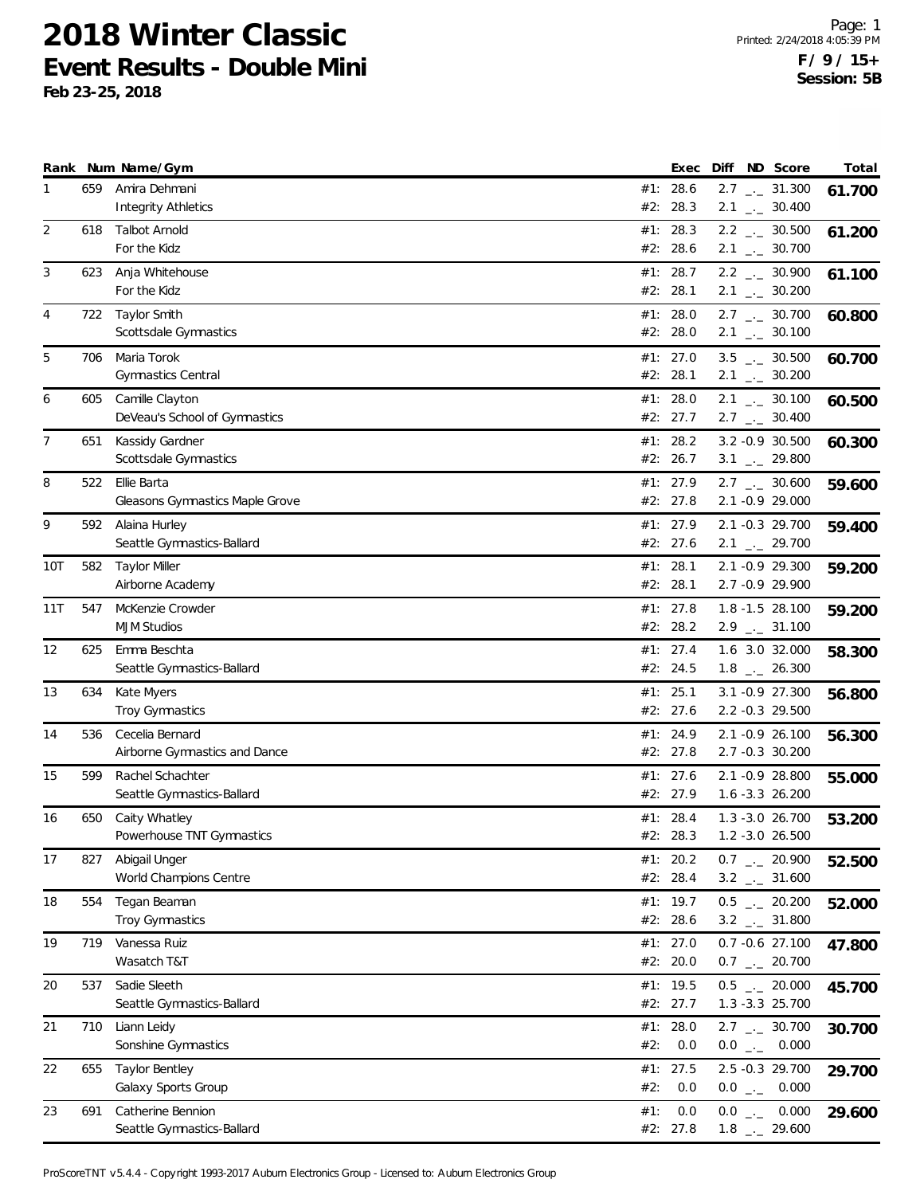# 2018 Winter Classic

## Event Results - Double Mini

**Feb 23-25, 2018**

Page: 1
Printed: 2/24/2018 4:05:39 PM

**F / 9 / 15+**
**Session: 5B**

| Rank | Num | Name/Gym | | Exec | Diff | ND | Score | Total |
|---|---|---|---|---|---|---|---|---|
| 1 | 659 | Amira Dehmani | #1: | 28.6 | 2.7 | _._ | 31.300 | **61.700** |
| | | Integrity Athletics | #2: | 28.3 | 2.1 | _._ | 30.400 | |
| 2 | 618 | Talbot Arnold | #1: | 28.3 | 2.2 | _._ | 30.500 | **61.200** |
| | | For the Kidz | #2: | 28.6 | 2.1 | _._ | 30.700 | |
| 3 | 623 | Anja Whitehouse | #1: | 28.7 | 2.2 | _._ | 30.900 | **61.100** |
| | | For the Kidz | #2: | 28.1 | 2.1 | _._ | 30.200 | |
| 4 | 722 | Taylor Smith | #1: | 28.0 | 2.7 | _._ | 30.700 | **60.800** |
| | | Scottsdale Gymnastics | #2: | 28.0 | 2.1 | _._ | 30.100 | |
| 5 | 706 | Maria Torok | #1: | 27.0 | 3.5 | _._ | 30.500 | **60.700** |
| | | Gymnastics Central | #2: | 28.1 | 2.1 | _._ | 30.200 | |
| 6 | 605 | Camille Clayton | #1: | 28.0 | 2.1 | _._ | 30.100 | **60.500** |
| | | DeVeau's School of Gymnastics | #2: | 27.7 | 2.7 | _._ | 30.400 | |
| 7 | 651 | Kassidy Gardner | #1: | 28.2 | 3.2 | -0.9 | 30.500 | **60.300** |
| | | Scottsdale Gymnastics | #2: | 26.7 | 3.1 | _._ | 29.800 | |
| 8 | 522 | Ellie Barta | #1: | 27.9 | 2.7 | _._ | 30.600 | **59.600** |
| | | Gleasons Gymnastics Maple Grove | #2: | 27.8 | 2.1 | -0.9 | 29.000 | |
| 9 | 592 | Alaina Hurley | #1: | 27.9 | 2.1 | -0.3 | 29.700 | **59.400** |
| | | Seattle Gymnastics-Ballard | #2: | 27.6 | 2.1 | _._ | 29.700 | |
| 10T | 582 | Taylor Miller | #1: | 28.1 | 2.1 | -0.9 | 29.300 | **59.200** |
| | | Airborne Academy | #2: | 28.1 | 2.7 | -0.9 | 29.900 | |
| 11T | 547 | McKenzie Crowder | #1: | 27.8 | 1.8 | -1.5 | 28.100 | **59.200** |
| | | MJM Studios | #2: | 28.2 | 2.9 | _._ | 31.100 | |
| 12 | 625 | Emma Beschta | #1: | 27.4 | 1.6 | 3.0 | 32.000 | **58.300** |
| | | Seattle Gymnastics-Ballard | #2: | 24.5 | 1.8 | _._ | 26.300 | |
| 13 | 634 | Kate Myers | #1: | 25.1 | 3.1 | -0.9 | 27.300 | **56.800** |
| | | Troy Gymnastics | #2: | 27.6 | 2.2 | -0.3 | 29.500 | |
| 14 | 536 | Cecelia Bernard | #1: | 24.9 | 2.1 | -0.9 | 26.100 | **56.300** |
| | | Airborne Gymnastics and Dance | #2: | 27.8 | 2.7 | -0.3 | 30.200 | |
| 15 | 599 | Rachel Schachter | #1: | 27.6 | 2.1 | -0.9 | 28.800 | **55.000** |
| | | Seattle Gymnastics-Ballard | #2: | 27.9 | 1.6 | -3.3 | 26.200 | |
| 16 | 650 | Caity Whatley | #1: | 28.4 | 1.3 | -3.0 | 26.700 | **53.200** |
| | | Powerhouse TNT Gymnastics | #2: | 28.3 | 1.2 | -3.0 | 26.500 | |
| 17 | 827 | Abigail Unger | #1: | 20.2 | 0.7 | _._ | 20.900 | **52.500** |
| | | World Champions Centre | #2: | 28.4 | 3.2 | _._ | 31.600 | |
| 18 | 554 | Tegan Beaman | #1: | 19.7 | 0.5 | _._ | 20.200 | **52.000** |
| | | Troy Gymnastics | #2: | 28.6 | 3.2 | _._ | 31.800 | |
| 19 | 719 | Vanessa Ruiz | #1: | 27.0 | 0.7 | -0.6 | 27.100 | **47.800** |
| | | Wasatch T&T | #2: | 20.0 | 0.7 | _._ | 20.700 | |
| 20 | 537 | Sadie Sleeth | #1: | 19.5 | 0.5 | _._ | 20.000 | **45.700** |
| | | Seattle Gymnastics-Ballard | #2: | 27.7 | 1.3 | -3.3 | 25.700 | |
| 21 | 710 | Liann Leidy | #1: | 28.0 | 2.7 | _._ | 30.700 | **30.700** |
| | | Sonshine Gymnastics | #2: | 0.0 | 0.0 | _._ | 0.000 | |
| 22 | 655 | Taylor Bentley | #1: | 27.5 | 2.5 | -0.3 | 29.700 | **29.700** |
| | | Galaxy Sports Group | #2: | 0.0 | 0.0 | _._ | 0.000 | |
| 23 | 691 | Catherine Bennion | #1: | 0.0 | 0.0 | _._ | 0.000 | **29.600** |
| | | Seattle Gymnastics-Ballard | #2: | 27.8 | 1.8 | _._ | 29.600 | |

ProScoreTNT v5.4.4 - Copyright 1993-2017 Auburn Electronics Group - Licensed to: Auburn Electronics Group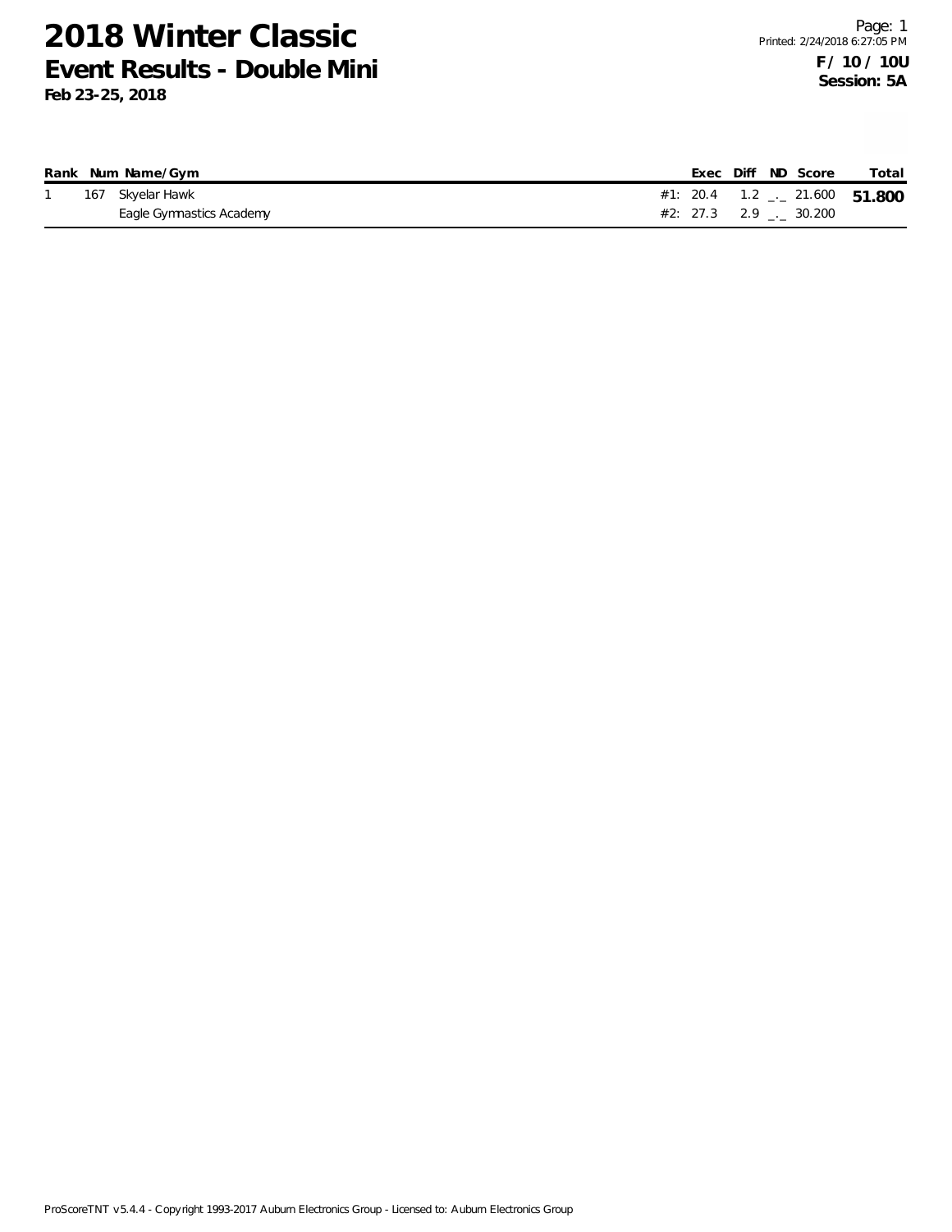# 2018 Winter Classic

## Event Results - Double Mini

**Feb 23-25, 2018**

**F / 10 / 10U**
**Session: 5A**

| Rank | Num | Name/Gym | | Exec | Diff | ND | Score | Total |
|---|---|---|---|---|---|---|---|---|
| 1 | 167 | Skyelar Hawk | #1: | 20.4 | 1.2 | _._ | 21.600 | **51.800** |
| | | Eagle Gymnastics Academy | #2: | 27.3 | 2.9 | _._ | 30.200 | |

ProScoreTNT v5.4.4 - Copyright 1993-2017 Auburn Electronics Group - Licensed to: Auburn Electronics Group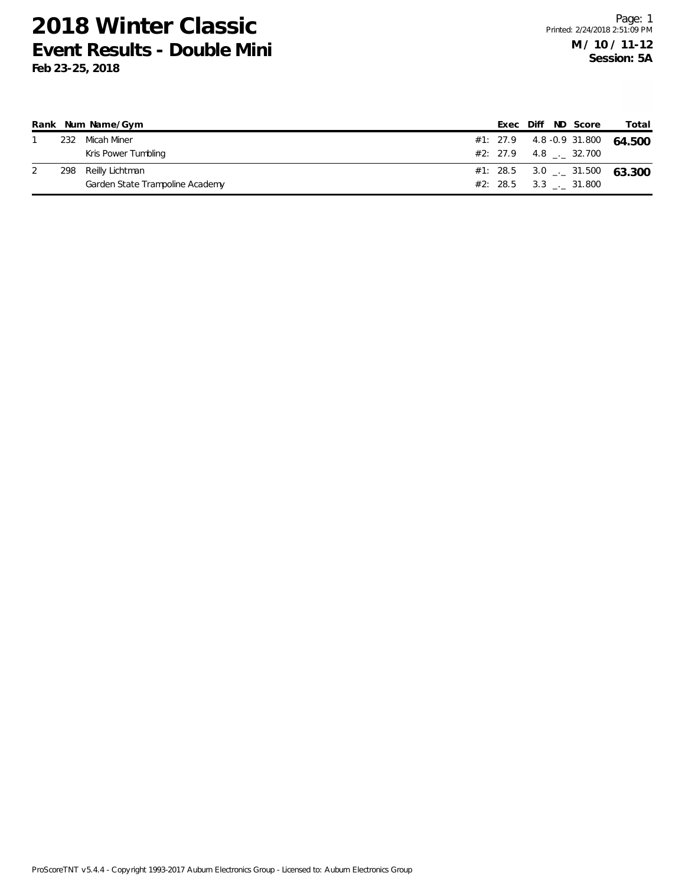# 2018 Winter Classic
## Event Results - Double Mini
**Feb 23-25, 2018**

**M / 10 / 11-12**
**Session: 5A**

| Rank | Num | Name/Gym | | Exec | Diff | ND | Score | Total |
|---|---|---|---|---|---|---|---|---|
| 1 | 232 | Micah Miner | #1: | 27.9 | 4.8 | -0.9 | 31.800 | **64.500** |
| | | Kris Power Tumbling | #2: | 27.9 | 4.8 | _._ | 32.700 | |
| 2 | 298 | Reilly Lichtman | #1: | 28.5 | 3.0 | _._ | 31.500 | **63.300** |
| | | Garden State Trampoline Academy | #2: | 28.5 | 3.3 | _._ | 31.800 | |

ProScoreTNT v5.4.4 - Copyright 1993-2017 Auburn Electronics Group - Licensed to: Auburn Electronics Group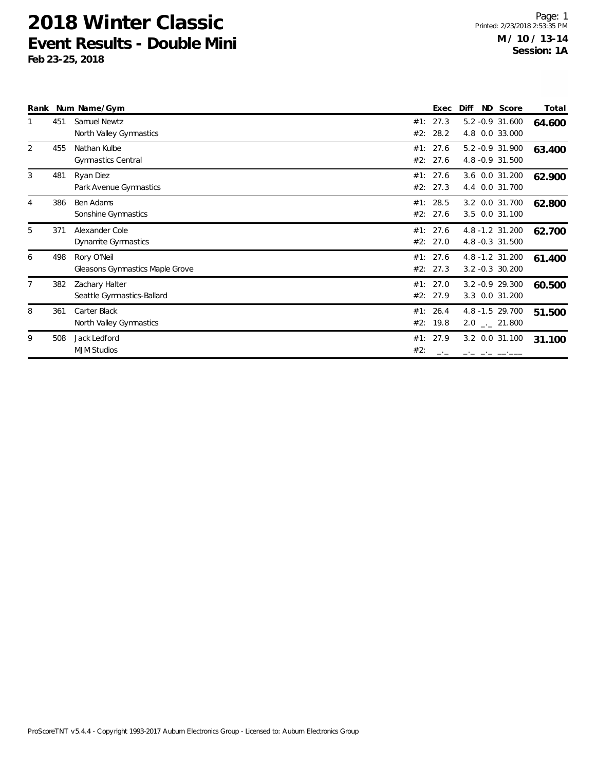# 2018 Winter Classic

## Event Results - Double Mini

**Feb 23-25, 2018**

Printed: 2/23/2018 2:53:35 PM

**M / 10 / 13-14**
**Session: 1A**

| Rank | Num | Name/Gym | | Exec | Diff | ND | Score | Total |
|---|---|---|---|---|---|---|---|---|
| 1 | 451 | Samuel Newtz | #1: | 27.3 | 5.2 | -0.9 | 31.600 | **64.600** |
| | | North Valley Gymnastics | #2: | 28.2 | 4.8 | 0.0 | 33.000 | |
| 2 | 455 | Nathan Kulbe | #1: | 27.6 | 5.2 | -0.9 | 31.900 | **63.400** |
| | | Gymnastics Central | #2: | 27.6 | 4.8 | -0.9 | 31.500 | |
| 3 | 481 | Ryan Diez | #1: | 27.6 | 3.6 | 0.0 | 31.200 | **62.900** |
| | | Park Avenue Gymnastics | #2: | 27.3 | 4.4 | 0.0 | 31.700 | |
| 4 | 386 | Ben Adams | #1: | 28.5 | 3.2 | 0.0 | 31.700 | **62.800** |
| | | Sonshine Gymnastics | #2: | 27.6 | 3.5 | 0.0 | 31.100 | |
| 5 | 371 | Alexander Cole | #1: | 27.6 | 4.8 | -1.2 | 31.200 | **62.700** |
| | | Dynamite Gymnastics | #2: | 27.0 | 4.8 | -0.3 | 31.500 | |
| 6 | 498 | Rory O'Neil | #1: | 27.6 | 4.8 | -1.2 | 31.200 | **61.400** |
| | | Gleasons Gymnastics Maple Grove | #2: | 27.3 | 3.2 | -0.3 | 30.200 | |
| 7 | 382 | Zachary Halter | #1: | 27.0 | 3.2 | -0.9 | 29.300 | **60.500** |
| | | Seattle Gymnastics-Ballard | #2: | 27.9 | 3.3 | 0.0 | 31.200 | |
| 8 | 361 | Carter Black | #1: | 26.4 | 4.8 | -1.5 | 29.700 | **51.500** |
| | | North Valley Gymnastics | #2: | 19.8 | 2.0 | _._ | 21.800 | |
| 9 | 508 | Jack Ledford | #1: | 27.9 | 3.2 | 0.0 | 31.100 | **31.100** |
| | | MJM Studios | #2: | _._ | _._ | _._ | __.___ | |

ProScoreTNT v5.4.4 - Copyright 1993-2017 Auburn Electronics Group - Licensed to: Auburn Electronics Group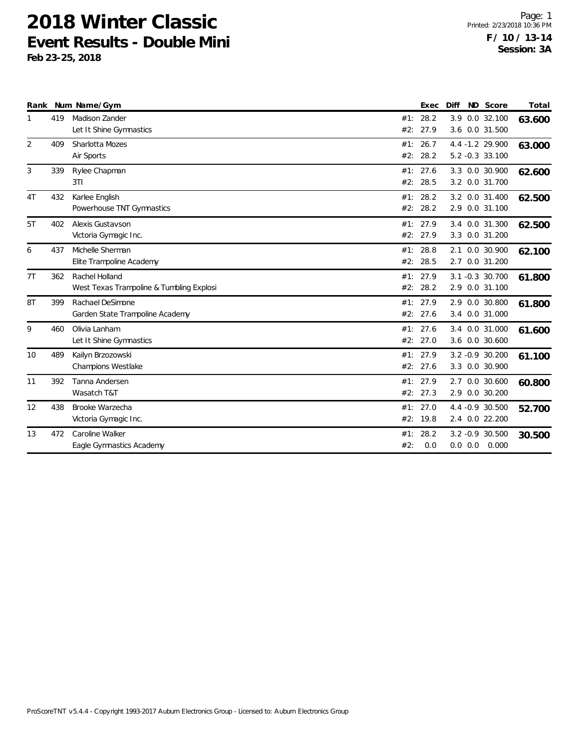# 2018 Winter Classic
## Event Results - Double Mini
**Feb 23-25, 2018**

Printed: 2/23/2018 10:36 PM
**F / 10 / 13-14**
**Session: 3A**

| Rank | Num | Name/Gym | | Exec | Diff | ND | Score | Total |
|---|---|---|---|---|---|---|---|---|
| 1 | 419 | Madison Zander | #1: | 28.2 | 3.9 | 0.0 | 32.100 | **63.600** |
| | | Let It Shine Gymnastics | #2: | 27.9 | 3.6 | 0.0 | 31.500 | |
| 2 | 409 | Sharlotta Mozes | #1: | 26.7 | 4.4 | -1.2 | 29.900 | **63.000** |
| | | Air Sports | #2: | 28.2 | 5.2 | -0.3 | 33.100 | |
| 3 | 339 | Rylee Chapman | #1: | 27.6 | 3.3 | 0.0 | 30.900 | **62.600** |
| | | 3TI | #2: | 28.5 | 3.2 | 0.0 | 31.700 | |
| 4T | 432 | Karlee English | #1: | 28.2 | 3.2 | 0.0 | 31.400 | **62.500** |
| | | Powerhouse TNT Gymnastics | #2: | 28.2 | 2.9 | 0.0 | 31.100 | |
| 5T | 402 | Alexis Gustavson | #1: | 27.9 | 3.4 | 0.0 | 31.300 | **62.500** |
| | | Victoria Gymagic Inc. | #2: | 27.9 | 3.3 | 0.0 | 31.200 | |
| 6 | 437 | Michelle Sherman | #1: | 28.8 | 2.1 | 0.0 | 30.900 | **62.100** |
| | | Elite Trampoline Academy | #2: | 28.5 | 2.7 | 0.0 | 31.200 | |
| 7T | 362 | Rachel Holland | #1: | 27.9 | 3.1 | -0.3 | 30.700 | **61.800** |
| | | West Texas Trampoline & Tumbling Explosi | #2: | 28.2 | 2.9 | 0.0 | 31.100 | |
| 8T | 399 | Rachael DeSimone | #1: | 27.9 | 2.9 | 0.0 | 30.800 | **61.800** |
| | | Garden State Trampoline Academy | #2: | 27.6 | 3.4 | 0.0 | 31.000 | |
| 9 | 460 | Olivia Lanham | #1: | 27.6 | 3.4 | 0.0 | 31.000 | **61.600** |
| | | Let It Shine Gymnastics | #2: | 27.0 | 3.6 | 0.0 | 30.600 | |
| 10 | 489 | Kailyn Brzozowski | #1: | 27.9 | 3.2 | -0.9 | 30.200 | **61.100** |
| | | Champions Westlake | #2: | 27.6 | 3.3 | 0.0 | 30.900 | |
| 11 | 392 | Tanna Andersen | #1: | 27.9 | 2.7 | 0.0 | 30.600 | **60.800** |
| | | Wasatch T&T | #2: | 27.3 | 2.9 | 0.0 | 30.200 | |
| 12 | 438 | Brooke Warzecha | #1: | 27.0 | 4.4 | -0.9 | 30.500 | **52.700** |
| | | Victoria Gymagic Inc. | #2: | 19.8 | 2.4 | 0.0 | 22.200 | |
| 13 | 472 | Caroline Walker | #1: | 28.2 | 3.2 | -0.9 | 30.500 | **30.500** |
| | | Eagle Gymnastics Academy | #2: | 0.0 | 0.0 | 0.0 | 0.000 | |

ProScoreTNT v5.4.4 - Copyright 1993-2017 Auburn Electronics Group - Licensed to: Auburn Electronics Group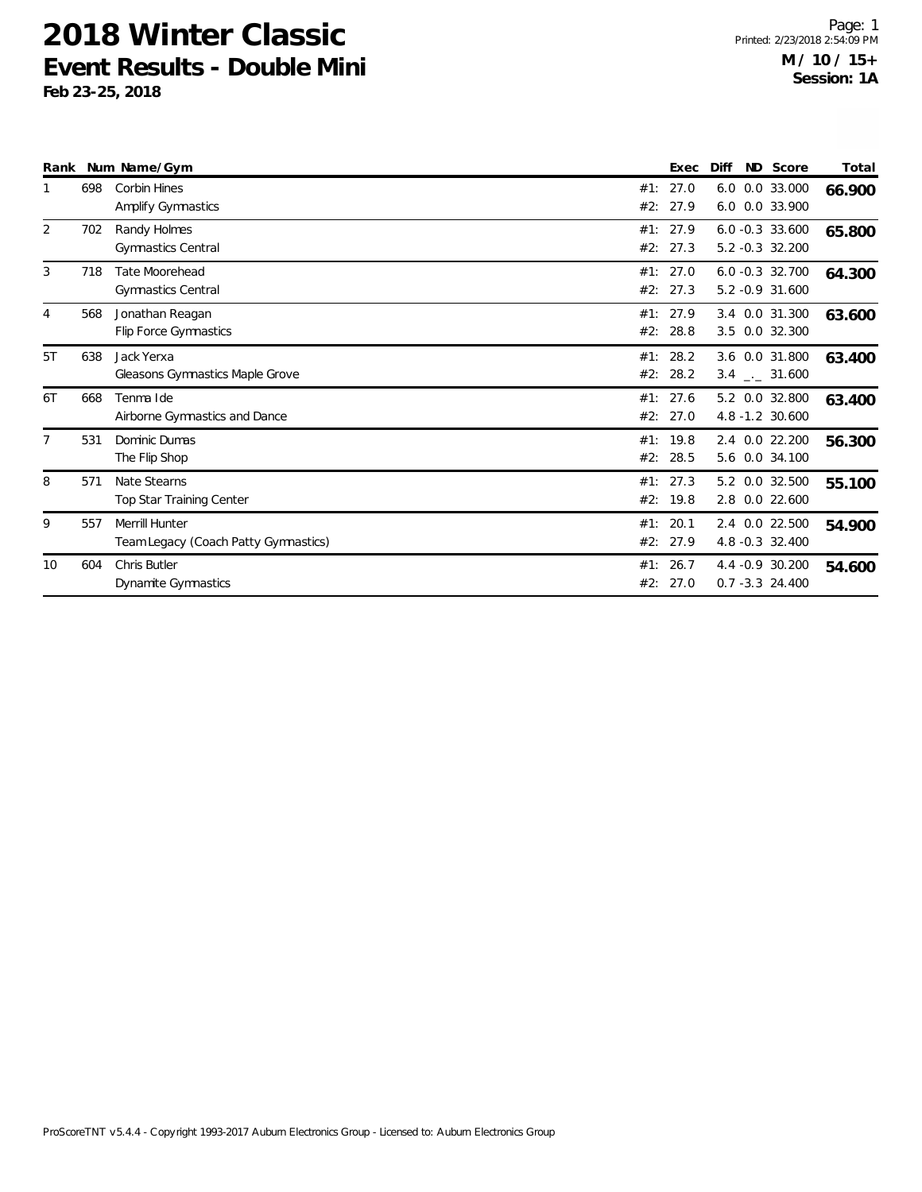# 2018 Winter Classic
## Event Results - Double Mini
**Feb 23-25, 2018**

Printed: 2/23/2018 2:54:09 PM

**M / 10 / 15+**
**Session: 1A**

| Rank | Num | Name/Gym | | Exec | Diff | ND | Score | Total |
|---|---|---|---|---|---|---|---|---|
| 1 | 698 | Corbin Hines | #1: | 27.0 | 6.0 | 0.0 | 33.000 | 66.900 |
| | | Amplify Gymnastics | #2: | 27.9 | 6.0 | 0.0 | 33.900 | |
| 2 | 702 | Randy Holmes | #1: | 27.9 | 6.0 | -0.3 | 33.600 | 65.800 |
| | | Gymnastics Central | #2: | 27.3 | 5.2 | -0.3 | 32.200 | |
| 3 | 718 | Tate Moorehead | #1: | 27.0 | 6.0 | -0.3 | 32.700 | 64.300 |
| | | Gymnastics Central | #2: | 27.3 | 5.2 | -0.9 | 31.600 | |
| 4 | 568 | Jonathan Reagan | #1: | 27.9 | 3.4 | 0.0 | 31.300 | 63.600 |
| | | Flip Force Gymnastics | #2: | 28.8 | 3.5 | 0.0 | 32.300 | |
| 5T | 638 | Jack Yerxa | #1: | 28.2 | 3.6 | 0.0 | 31.800 | 63.400 |
| | | Gleasons Gymnastics Maple Grove | #2: | 28.2 | 3.4 | _._ | 31.600 | |
| 6T | 668 | Tenma Ide | #1: | 27.6 | 5.2 | 0.0 | 32.800 | 63.400 |
| | | Airborne Gymnastics and Dance | #2: | 27.0 | 4.8 | -1.2 | 30.600 | |
| 7 | 531 | Dominic Dumas | #1: | 19.8 | 2.4 | 0.0 | 22.200 | 56.300 |
| | | The Flip Shop | #2: | 28.5 | 5.6 | 0.0 | 34.100 | |
| 8 | 571 | Nate Stearns | #1: | 27.3 | 5.2 | 0.0 | 32.500 | 55.100 |
| | | Top Star Training Center | #2: | 19.8 | 2.8 | 0.0 | 22.600 | |
| 9 | 557 | Merrill Hunter | #1: | 20.1 | 2.4 | 0.0 | 22.500 | 54.900 |
| | | Team Legacy (Coach Patty Gymnastics) | #2: | 27.9 | 4.8 | -0.3 | 32.400 | |
| 10 | 604 | Chris Butler | #1: | 26.7 | 4.4 | -0.9 | 30.200 | 54.600 |
| | | Dynamite Gymnastics | #2: | 27.0 | 0.7 | -3.3 | 24.400 | |

ProScoreTNT v5.4.4 - Copyright 1993-2017 Auburn Electronics Group - Licensed to: Auburn Electronics Group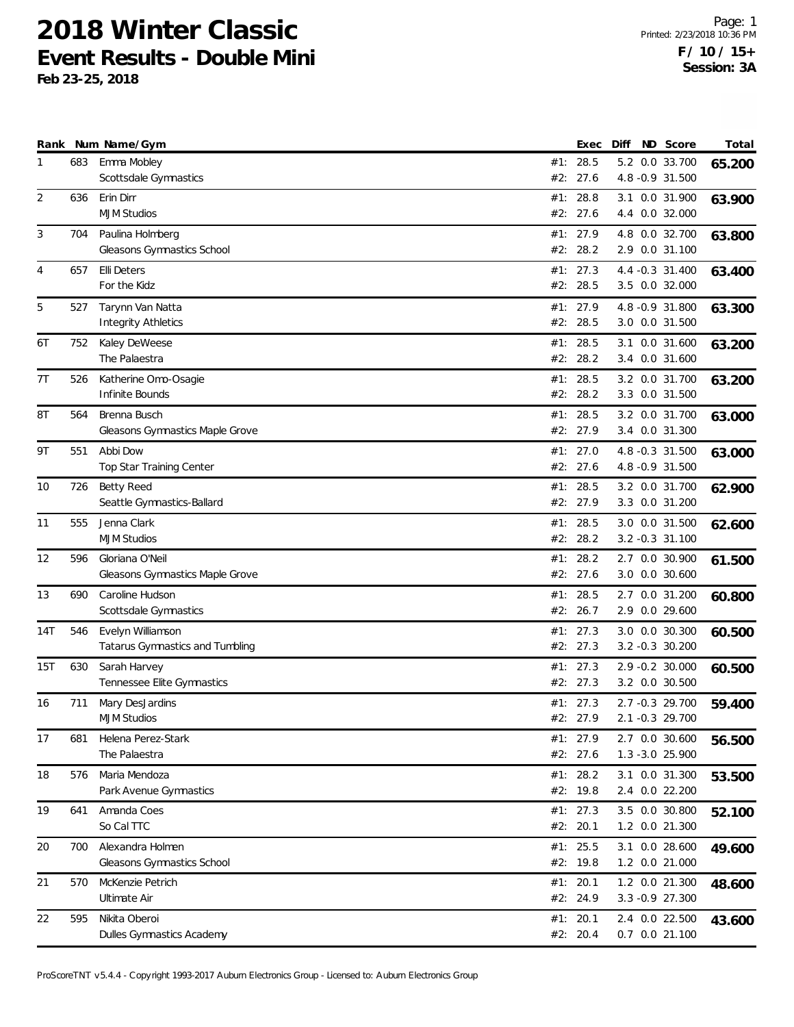# 2018 Winter Classic
## Event Results - Double Mini

**Feb 23-25, 2018**

Printed: 2/23/2018 10:36 PM
**F / 10 / 15+**
**Session: 3A**

| Rank | Num | Name/Gym | | Exec | Diff | ND | Score | Total |
|---|---|---|---|---|---|---|---|---|
| 1 | 683 | Emma Mobley | #1: | 28.5 | 5.2 | 0.0 | 33.700 | 65.200 |
| | | Scottsdale Gymnastics | #2: | 27.6 | 4.8 | -0.9 | 31.500 | |
| 2 | 636 | Erin Dirr | #1: | 28.8 | 3.1 | 0.0 | 31.900 | 63.900 |
| | | MJM Studios | #2: | 27.6 | 4.4 | 0.0 | 32.000 | |
| 3 | 704 | Paulina Holmberg | #1: | 27.9 | 4.8 | 0.0 | 32.700 | 63.800 |
| | | Gleasons Gymnastics School | #2: | 28.2 | 2.9 | 0.0 | 31.100 | |
| 4 | 657 | Elli Deters | #1: | 27.3 | 4.4 | -0.3 | 31.400 | 63.400 |
| | | For the Kidz | #2: | 28.5 | 3.5 | 0.0 | 32.000 | |
| 5 | 527 | Tarynn Van Natta | #1: | 27.9 | 4.8 | -0.9 | 31.800 | 63.300 |
| | | Integrity Athletics | #2: | 28.5 | 3.0 | 0.0 | 31.500 | |
| 6T | 752 | Kaley DeWeese | #1: | 28.5 | 3.1 | 0.0 | 31.600 | 63.200 |
| | | The Palaestra | #2: | 28.2 | 3.4 | 0.0 | 31.600 | |
| 7T | 526 | Katherine Omo-Osagie | #1: | 28.5 | 3.2 | 0.0 | 31.700 | 63.200 |
| | | Infinite Bounds | #2: | 28.2 | 3.3 | 0.0 | 31.500 | |
| 8T | 564 | Brenna Busch | #1: | 28.5 | 3.2 | 0.0 | 31.700 | 63.000 |
| | | Gleasons Gymnastics Maple Grove | #2: | 27.9 | 3.4 | 0.0 | 31.300 | |
| 9T | 551 | Abbi Dow | #1: | 27.0 | 4.8 | -0.3 | 31.500 | 63.000 |
| | | Top Star Training Center | #2: | 27.6 | 4.8 | -0.9 | 31.500 | |
| 10 | 726 | Betty Reed | #1: | 28.5 | 3.2 | 0.0 | 31.700 | 62.900 |
| | | Seattle Gymnastics-Ballard | #2: | 27.9 | 3.3 | 0.0 | 31.200 | |
| 11 | 555 | Jenna Clark | #1: | 28.5 | 3.0 | 0.0 | 31.500 | 62.600 |
| | | MJM Studios | #2: | 28.2 | 3.2 | -0.3 | 31.100 | |
| 12 | 596 | Gloriana O'Neil | #1: | 28.2 | 2.7 | 0.0 | 30.900 | 61.500 |
| | | Gleasons Gymnastics Maple Grove | #2: | 27.6 | 3.0 | 0.0 | 30.600 | |
| 13 | 690 | Caroline Hudson | #1: | 28.5 | 2.7 | 0.0 | 31.200 | 60.800 |
| | | Scottsdale Gymnastics | #2: | 26.7 | 2.9 | 0.0 | 29.600 | |
| 14T | 546 | Evelyn Williamson | #1: | 27.3 | 3.0 | 0.0 | 30.300 | 60.500 |
| | | Tatarus Gymnastics and Tumbling | #2: | 27.3 | 3.2 | -0.3 | 30.200 | |
| 15T | 630 | Sarah Harvey | #1: | 27.3 | 2.9 | -0.2 | 30.000 | 60.500 |
| | | Tennessee Elite Gymnastics | #2: | 27.3 | 3.2 | 0.0 | 30.500 | |
| 16 | 711 | Mary DesJardins | #1: | 27.3 | 2.7 | -0.3 | 29.700 | 59.400 |
| | | MJM Studios | #2: | 27.9 | 2.1 | -0.3 | 29.700 | |
| 17 | 681 | Helena Perez-Stark | #1: | 27.9 | 2.7 | 0.0 | 30.600 | 56.500 |
| | | The Palaestra | #2: | 27.6 | 1.3 | -3.0 | 25.900 | |
| 18 | 576 | Maria Mendoza | #1: | 28.2 | 3.1 | 0.0 | 31.300 | 53.500 |
| | | Park Avenue Gymnastics | #2: | 19.8 | 2.4 | 0.0 | 22.200 | |
| 19 | 641 | Amanda Coes | #1: | 27.3 | 3.5 | 0.0 | 30.800 | 52.100 |
| | | So Cal TTC | #2: | 20.1 | 1.2 | 0.0 | 21.300 | |
| 20 | 700 | Alexandra Holmen | #1: | 25.5 | 3.1 | 0.0 | 28.600 | 49.600 |
| | | Gleasons Gymnastics School | #2: | 19.8 | 1.2 | 0.0 | 21.000 | |
| 21 | 570 | McKenzie Petrich | #1: | 20.1 | 1.2 | 0.0 | 21.300 | 48.600 |
| | | Ultimate Air | #2: | 24.9 | 3.3 | -0.9 | 27.300 | |
| 22 | 595 | Nikita Oberoi | #1: | 20.1 | 2.4 | 0.0 | 22.500 | 43.600 |
| | | Dulles Gymnastics Academy | #2: | 20.4 | 0.7 | 0.0 | 21.100 | |

ProScoreTNT v5.4.4 - Copyright 1993-2017 Auburn Electronics Group - Licensed to: Auburn Electronics Group